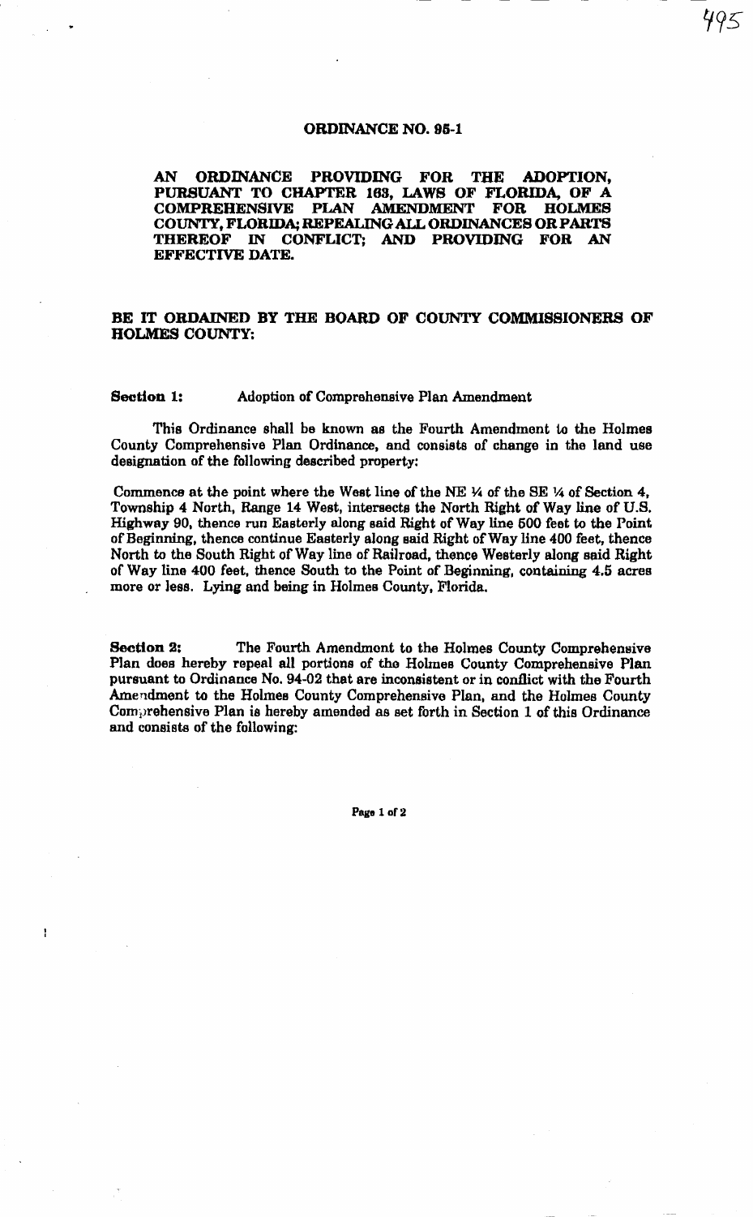# ORDINANCE NO. 95-1

**AN ORDINANCE PROVIDING FOR THE ADOPTION, PURSUANT TO CHAPTER 163, LAWS OF FLORIDA, OF A COMPREHENSIVE PLAN AMENDMENT FOR HOLMES COUNTY, FLORIDA; REPEALING ALL ORDINANCES OR PARTS THEREOF IN CONFLICT; AND PROVIDING FOR AN EFFECTIVE DATE.**

**BE IT ORDAINED BY THE BOARD OF COUNTY COMMISSIONERS OF HOLMES COUNTY:**

**Section 1:** Adoption of Comprehensive Plan Amendment

This Ordinance shall be known as the Fourth Amendment to the Holmes County Comprehensive Plan Ordinance, and consists of change in the land use designation of the following described property:

Commence at the point where the West line of the NE ¼ of the SE ¼ of Section 4, Township 4 North, Range 14 West, intersects the North Right of Way line of U.S. Highway 90, thence run Easterly along said Right of Way line 500 feet to the Point of Beginning, thence continue Easterly along said Right of Way line 400 feet, thence North to the South Right of Way line of Railroad, thence Westerly along said Right of Way line 400 feet, thence South to the Point of Beginning, containing 4.5 acres more or less. Lying and being in Holmes County, Florida.

**Section 2:** The Fourth Amendment to the Holmes County Comprehensive Plan does hereby repeal all portions of the Holmes County Comprehensive Plan pursuant to Ordinance No. 94-02 that are inconsistent or in conflict with the Fourth Amendment to the Holmes County Comprehensive Plan, and the Holmes County Comprehensive Plan is hereby amended as set forth in Section 1 of this Ordinance and consists of the following: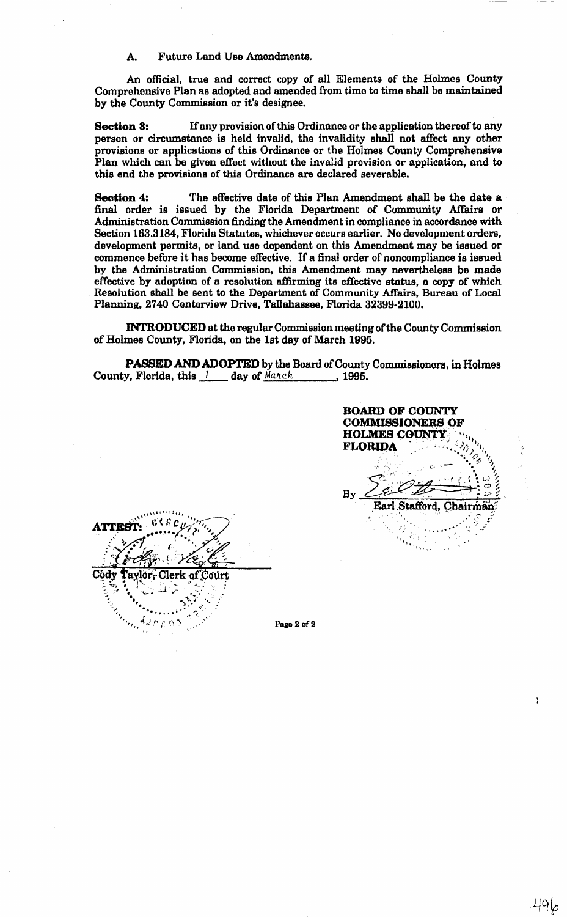A. Future Land Use Amendments.

An official, true and correct copy of all Elements of the Holmes County Comprehensive Plan as adopted and amended from time to time shall be maintained by the County Commission or it's designee.

**Section 3:** If any provision of this Ordinance or the application thereof to any person or circumstance is held invalid, the invalidity shall not affect any other provisions or applications of this Ordinance or the Holmes County Comprehensive Plan which can be given effect without the invalid provision or application, and to this end the provisions of this Ordinance are declared severable.

**Section 4:** The effective date of this Plan Amendment shall be the date a final order is issued by the Florida Department of Community Affairs or Administration Commission finding the Amendment in compliance in accordance with Section 163.3184, Florida Statutes, whichever occurs earlier. No development orders, development permits, or land use dependent on this Amendment may be issued or commence before it has become effective. If a final order of noncompliance is issued by the Administration Commission, this Amendment may nevertheless be made effective by adoption of a resolution affirming its effective status, a copy of which Resolution shall be sent to the Department of Community Affairs, Bureau of Local Planning, 2740 Centerview Drive, Tallahassee, Florida 32399-2100.

**INTRODUCED** at the regular Commission meeting of the County Commission of Holmes County, Florida, on the 1st day of March 1995.

**PASSED AND ADOPTED** by the Board of County Commissioners, in Holmes County, Florida, this 1 day of March, 1995.

**BOARD OF COUNTY COMMISSIONERS OF HOLMES COUNTY FLORIDA**

By ______________________
Earl Stafford, Chairman

**ATTEST:**

______________________
Cody Taylor, Clerk of Court